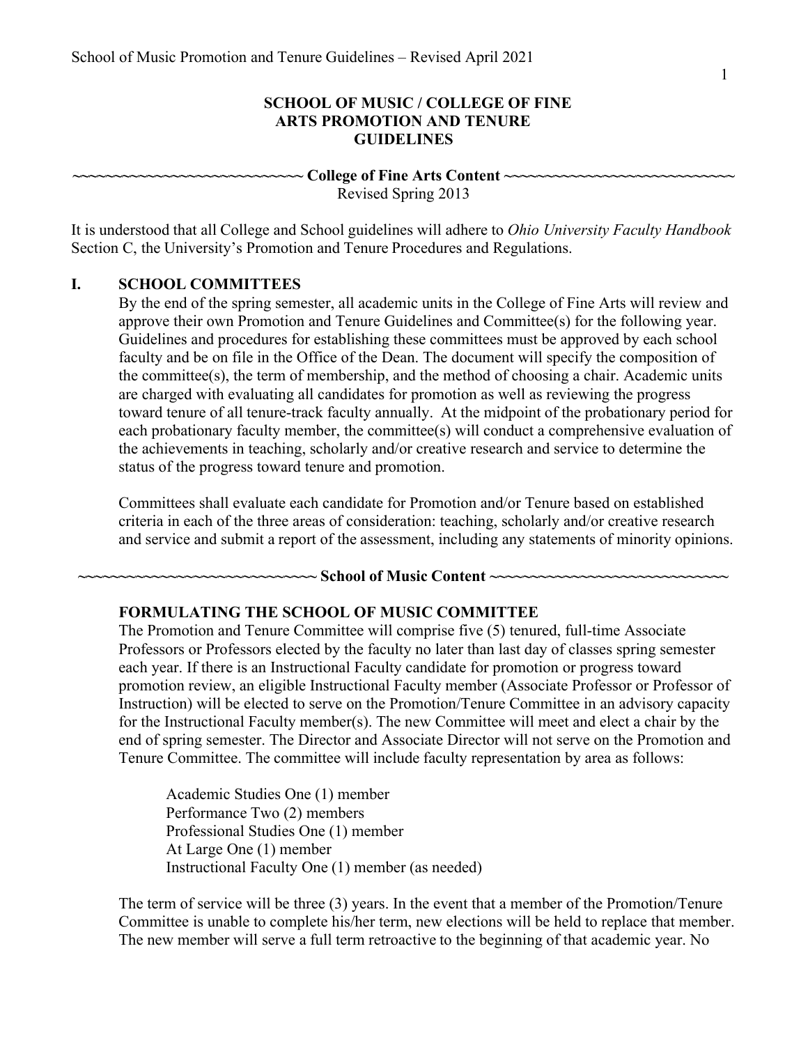# SCHOOL OF MUSIC / COLLEGE OF FINE ARTS PROMOTION AND TENURE GUIDELINES

**~~~~~~~~~~~~~~~~~~~~~~~~~~~ College of Fine Arts Content ~~~~~~~~~~~~~~~~~~~~~~~~~~~~**

Revised Spring 2013

It is understood that all College and School guidelines will adhere to *Ohio University Faculty Handbook* Section C, the University's Promotion and Tenure Procedures and Regulations.

## I. SCHOOL COMMITTEES

By the end of the spring semester, all academic units in the College of Fine Arts will review and approve their own Promotion and Tenure Guidelines and Committee(s) for the following year. Guidelines and procedures for establishing these committees must be approved by each school faculty and be on file in the Office of the Dean. The document will specify the composition of the committee(s), the term of membership, and the method of choosing a chair. Academic units are charged with evaluating all candidates for promotion as well as reviewing the progress toward tenure of all tenure-track faculty annually. At the midpoint of the probationary period for each probationary faculty member, the committee(s) will conduct a comprehensive evaluation of the achievements in teaching, scholarly and/or creative research and service to determine the status of the progress toward tenure and promotion.

Committees shall evaluate each candidate for Promotion and/or Tenure based on established criteria in each of the three areas of consideration: teaching, scholarly and/or creative research and service and submit a report of the assessment, including any statements of minority opinions.

**~~~~~~~~~~~~~~~~~~~~~~~~~~~~ School of Music Content ~~~~~~~~~~~~~~~~~~~~~~~~~~~~~**

### FORMULATING THE SCHOOL OF MUSIC COMMITTEE

The Promotion and Tenure Committee will comprise five (5) tenured, full-time Associate Professors or Professors elected by the faculty no later than last day of classes spring semester each year. If there is an Instructional Faculty candidate for promotion or progress toward promotion review, an eligible Instructional Faculty member (Associate Professor or Professor of Instruction) will be elected to serve on the Promotion/Tenure Committee in an advisory capacity for the Instructional Faculty member(s). The new Committee will meet and elect a chair by the end of spring semester. The Director and Associate Director will not serve on the Promotion and Tenure Committee. The committee will include faculty representation by area as follows:

Academic Studies One (1) member
Performance Two (2) members
Professional Studies One (1) member
At Large One (1) member
Instructional Faculty One (1) member (as needed)

The term of service will be three (3) years. In the event that a member of the Promotion/Tenure Committee is unable to complete his/her term, new elections will be held to replace that member. The new member will serve a full term retroactive to the beginning of that academic year. No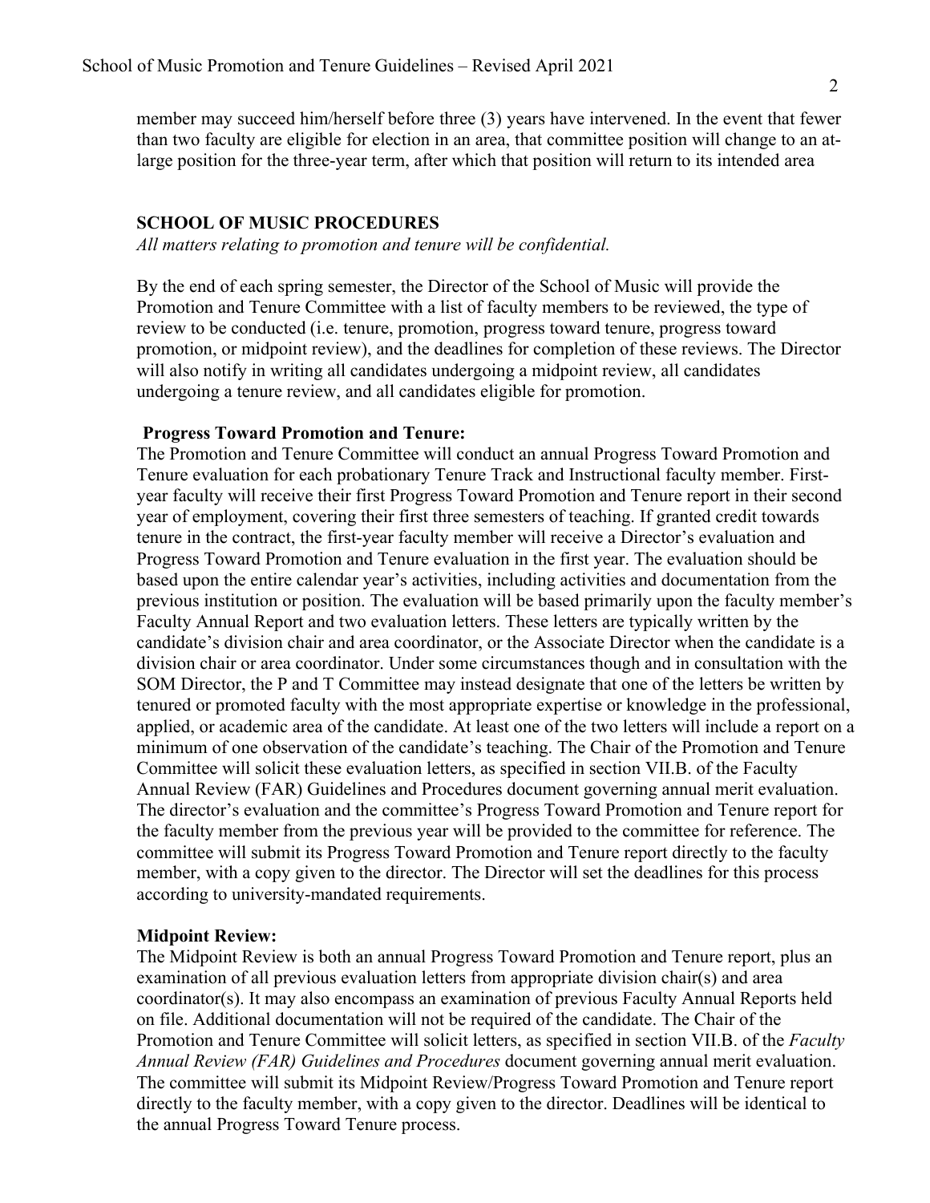member may succeed him/herself before three (3) years have intervened. In the event that fewer than two faculty are eligible for election in an area, that committee position will change to an at-large position for the three-year term, after which that position will return to its intended area

## SCHOOL OF MUSIC PROCEDURES

*All matters relating to promotion and tenure will be confidential.*

By the end of each spring semester, the Director of the School of Music will provide the Promotion and Tenure Committee with a list of faculty members to be reviewed, the type of review to be conducted (i.e. tenure, promotion, progress toward tenure, progress toward promotion, or midpoint review), and the deadlines for completion of these reviews. The Director will also notify in writing all candidates undergoing a midpoint review, all candidates undergoing a tenure review, and all candidates eligible for promotion.

### Progress Toward Promotion and Tenure:

The Promotion and Tenure Committee will conduct an annual Progress Toward Promotion and Tenure evaluation for each probationary Tenure Track and Instructional faculty member. First-year faculty will receive their first Progress Toward Promotion and Tenure report in their second year of employment, covering their first three semesters of teaching. If granted credit towards tenure in the contract, the first-year faculty member will receive a Director's evaluation and Progress Toward Promotion and Tenure evaluation in the first year. The evaluation should be based upon the entire calendar year's activities, including activities and documentation from the previous institution or position. The evaluation will be based primarily upon the faculty member's Faculty Annual Report and two evaluation letters. These letters are typically written by the candidate's division chair and area coordinator, or the Associate Director when the candidate is a division chair or area coordinator. Under some circumstances though and in consultation with the SOM Director, the P and T Committee may instead designate that one of the letters be written by tenured or promoted faculty with the most appropriate expertise or knowledge in the professional, applied, or academic area of the candidate. At least one of the two letters will include a report on a minimum of one observation of the candidate's teaching. The Chair of the Promotion and Tenure Committee will solicit these evaluation letters, as specified in section VII.B. of the Faculty Annual Review (FAR) Guidelines and Procedures document governing annual merit evaluation. The director's evaluation and the committee's Progress Toward Promotion and Tenure report for the faculty member from the previous year will be provided to the committee for reference. The committee will submit its Progress Toward Promotion and Tenure report directly to the faculty member, with a copy given to the director. The Director will set the deadlines for this process according to university-mandated requirements.

### Midpoint Review:

The Midpoint Review is both an annual Progress Toward Promotion and Tenure report, plus an examination of all previous evaluation letters from appropriate division chair(s) and area coordinator(s). It may also encompass an examination of previous Faculty Annual Reports held on file. Additional documentation will not be required of the candidate. The Chair of the Promotion and Tenure Committee will solicit letters, as specified in section VII.B. of the *Faculty Annual Review (FAR) Guidelines and Procedures* document governing annual merit evaluation. The committee will submit its Midpoint Review/Progress Toward Promotion and Tenure report directly to the faculty member, with a copy given to the director. Deadlines will be identical to the annual Progress Toward Tenure process.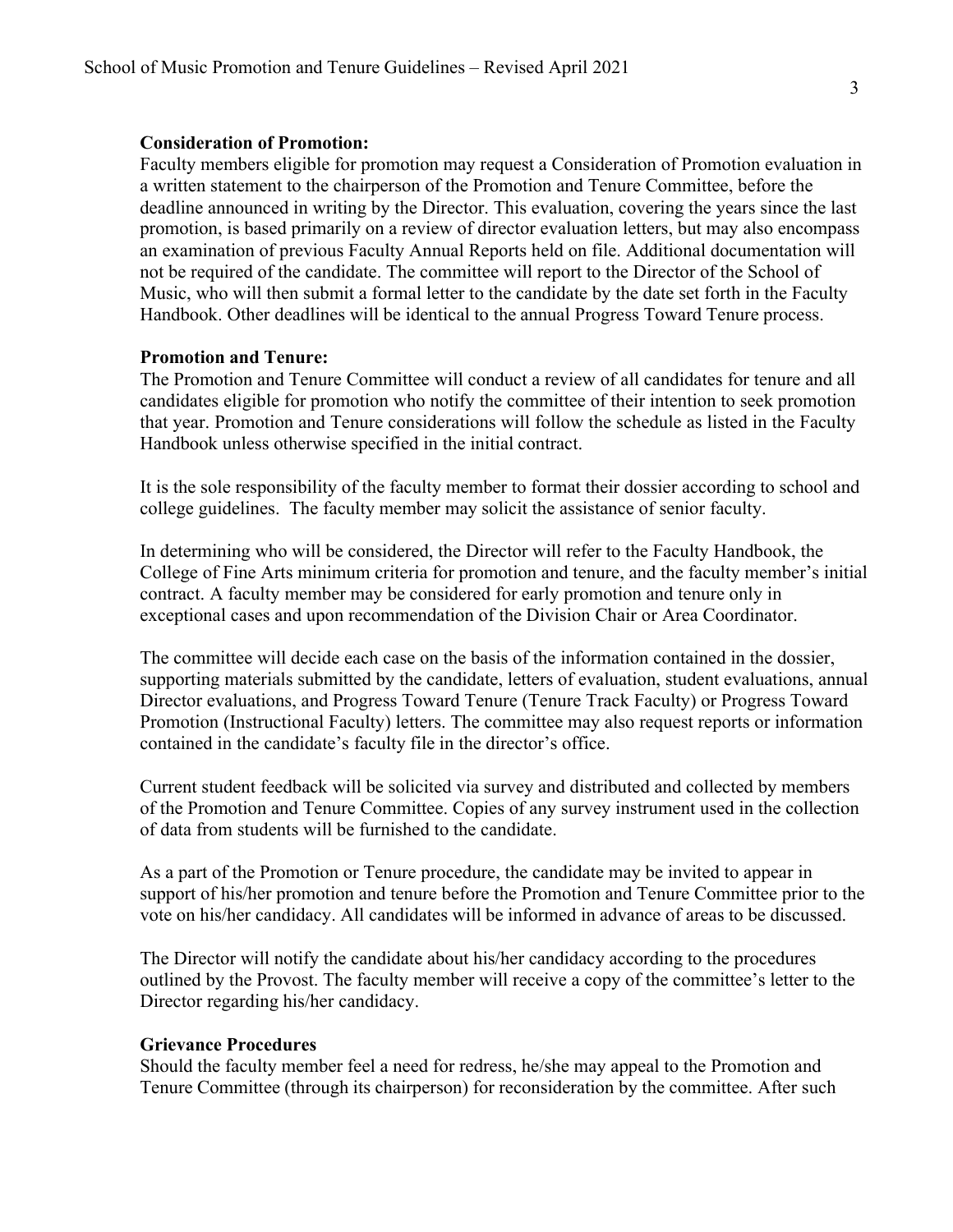**Consideration of Promotion:**

Faculty members eligible for promotion may request a Consideration of Promotion evaluation in a written statement to the chairperson of the Promotion and Tenure Committee, before the deadline announced in writing by the Director. This evaluation, covering the years since the last promotion, is based primarily on a review of director evaluation letters, but may also encompass an examination of previous Faculty Annual Reports held on file. Additional documentation will not be required of the candidate. The committee will report to the Director of the School of Music, who will then submit a formal letter to the candidate by the date set forth in the Faculty Handbook. Other deadlines will be identical to the annual Progress Toward Tenure process.

**Promotion and Tenure:**

The Promotion and Tenure Committee will conduct a review of all candidates for tenure and all candidates eligible for promotion who notify the committee of their intention to seek promotion that year. Promotion and Tenure considerations will follow the schedule as listed in the Faculty Handbook unless otherwise specified in the initial contract.

It is the sole responsibility of the faculty member to format their dossier according to school and college guidelines. The faculty member may solicit the assistance of senior faculty.

In determining who will be considered, the Director will refer to the Faculty Handbook, the College of Fine Arts minimum criteria for promotion and tenure, and the faculty member's initial contract. A faculty member may be considered for early promotion and tenure only in exceptional cases and upon recommendation of the Division Chair or Area Coordinator.

The committee will decide each case on the basis of the information contained in the dossier, supporting materials submitted by the candidate, letters of evaluation, student evaluations, annual Director evaluations, and Progress Toward Tenure (Tenure Track Faculty) or Progress Toward Promotion (Instructional Faculty) letters. The committee may also request reports or information contained in the candidate's faculty file in the director's office.

Current student feedback will be solicited via survey and distributed and collected by members of the Promotion and Tenure Committee. Copies of any survey instrument used in the collection of data from students will be furnished to the candidate.

As a part of the Promotion or Tenure procedure, the candidate may be invited to appear in support of his/her promotion and tenure before the Promotion and Tenure Committee prior to the vote on his/her candidacy. All candidates will be informed in advance of areas to be discussed.

The Director will notify the candidate about his/her candidacy according to the procedures outlined by the Provost. The faculty member will receive a copy of the committee's letter to the Director regarding his/her candidacy.

**Grievance Procedures**

Should the faculty member feel a need for redress, he/she may appeal to the Promotion and Tenure Committee (through its chairperson) for reconsideration by the committee. After such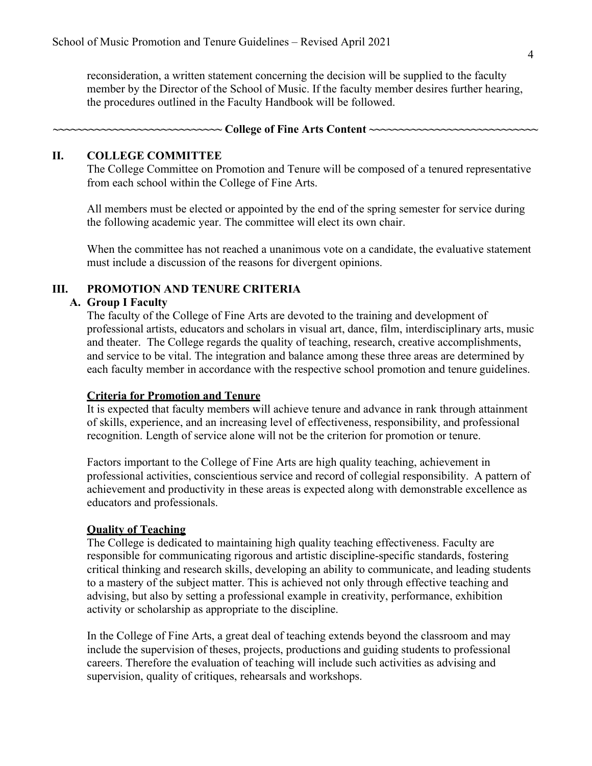reconsideration, a written statement concerning the decision will be supplied to the faculty member by the Director of the School of Music. If the faculty member desires further hearing, the procedures outlined in the Faculty Handbook will be followed.

**~~~~~~~~~~~~~~~~~~~~~~~~~~~~ College of Fine Arts Content ~~~~~~~~~~~~~~~~~~~~~~~~~~~~**

## II. COLLEGE COMMITTEE

The College Committee on Promotion and Tenure will be composed of a tenured representative from each school within the College of Fine Arts.

All members must be elected or appointed by the end of the spring semester for service during the following academic year. The committee will elect its own chair.

When the committee has not reached a unanimous vote on a candidate, the evaluative statement must include a discussion of the reasons for divergent opinions.

## III. PROMOTION AND TENURE CRITERIA

### A. Group I Faculty

The faculty of the College of Fine Arts are devoted to the training and development of professional artists, educators and scholars in visual art, dance, film, interdisciplinary arts, music and theater. The College regards the quality of teaching, research, creative accomplishments, and service to be vital. The integration and balance among these three areas are determined by each faculty member in accordance with the respective school promotion and tenure guidelines.

**Criteria for Promotion and Tenure**

It is expected that faculty members will achieve tenure and advance in rank through attainment of skills, experience, and an increasing level of effectiveness, responsibility, and professional recognition. Length of service alone will not be the criterion for promotion or tenure.

Factors important to the College of Fine Arts are high quality teaching, achievement in professional activities, conscientious service and record of collegial responsibility. A pattern of achievement and productivity in these areas is expected along with demonstrable excellence as educators and professionals.

**Quality of Teaching**

The College is dedicated to maintaining high quality teaching effectiveness. Faculty are responsible for communicating rigorous and artistic discipline-specific standards, fostering critical thinking and research skills, developing an ability to communicate, and leading students to a mastery of the subject matter. This is achieved not only through effective teaching and advising, but also by setting a professional example in creativity, performance, exhibition activity or scholarship as appropriate to the discipline.

In the College of Fine Arts, a great deal of teaching extends beyond the classroom and may include the supervision of theses, projects, productions and guiding students to professional careers. Therefore the evaluation of teaching will include such activities as advising and supervision, quality of critiques, rehearsals and workshops.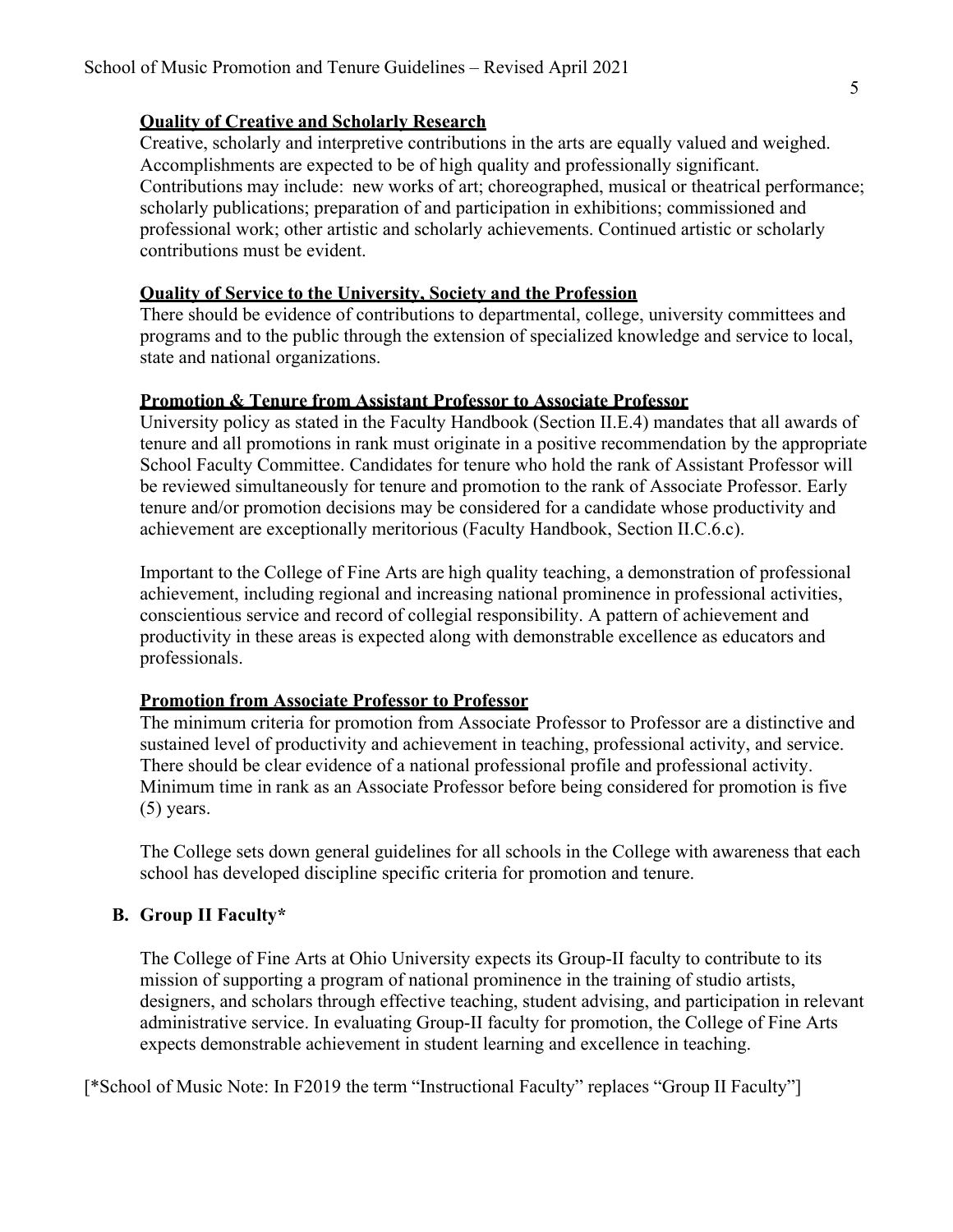**Quality of Creative and Scholarly Research**

Creative, scholarly and interpretive contributions in the arts are equally valued and weighed. Accomplishments are expected to be of high quality and professionally significant. Contributions may include: new works of art; choreographed, musical or theatrical performance; scholarly publications; preparation of and participation in exhibitions; commissioned and professional work; other artistic and scholarly achievements. Continued artistic or scholarly contributions must be evident.

**Quality of Service to the University, Society and the Profession**

There should be evidence of contributions to departmental, college, university committees and programs and to the public through the extension of specialized knowledge and service to local, state and national organizations.

**Promotion & Tenure from Assistant Professor to Associate Professor**

University policy as stated in the Faculty Handbook (Section II.E.4) mandates that all awards of tenure and all promotions in rank must originate in a positive recommendation by the appropriate School Faculty Committee. Candidates for tenure who hold the rank of Assistant Professor will be reviewed simultaneously for tenure and promotion to the rank of Associate Professor. Early tenure and/or promotion decisions may be considered for a candidate whose productivity and achievement are exceptionally meritorious (Faculty Handbook, Section II.C.6.c).

Important to the College of Fine Arts are high quality teaching, a demonstration of professional achievement, including regional and increasing national prominence in professional activities, conscientious service and record of collegial responsibility. A pattern of achievement and productivity in these areas is expected along with demonstrable excellence as educators and professionals.

**Promotion from Associate Professor to Professor**

The minimum criteria for promotion from Associate Professor to Professor are a distinctive and sustained level of productivity and achievement in teaching, professional activity, and service. There should be clear evidence of a national professional profile and professional activity. Minimum time in rank as an Associate Professor before being considered for promotion is five (5) years.

The College sets down general guidelines for all schools in the College with awareness that each school has developed discipline specific criteria for promotion and tenure.

## B. Group II Faculty*

The College of Fine Arts at Ohio University expects its Group-II faculty to contribute to its mission of supporting a program of national prominence in the training of studio artists, designers, and scholars through effective teaching, student advising, and participation in relevant administrative service. In evaluating Group-II faculty for promotion, the College of Fine Arts expects demonstrable achievement in student learning and excellence in teaching.

[*School of Music Note: In F2019 the term "Instructional Faculty" replaces "Group II Faculty"]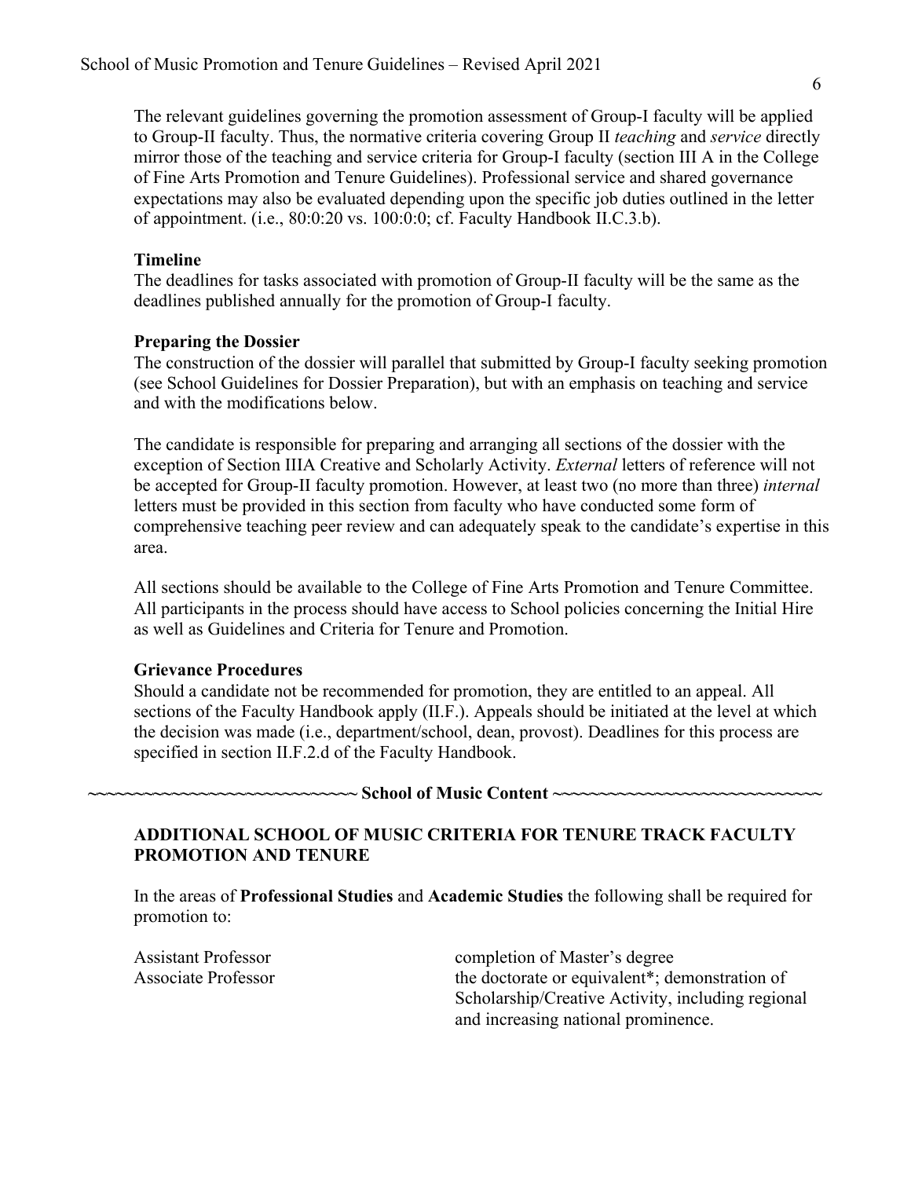The relevant guidelines governing the promotion assessment of Group-I faculty will be applied to Group-II faculty. Thus, the normative criteria covering Group II *teaching* and *service* directly mirror those of the teaching and service criteria for Group-I faculty (section III A in the College of Fine Arts Promotion and Tenure Guidelines). Professional service and shared governance expectations may also be evaluated depending upon the specific job duties outlined in the letter of appointment. (i.e., 80:0:20 vs. 100:0:0; cf. Faculty Handbook II.C.3.b).

**Timeline**

The deadlines for tasks associated with promotion of Group-II faculty will be the same as the deadlines published annually for the promotion of Group-I faculty.

**Preparing the Dossier**

The construction of the dossier will parallel that submitted by Group-I faculty seeking promotion (see School Guidelines for Dossier Preparation), but with an emphasis on teaching and service and with the modifications below.

The candidate is responsible for preparing and arranging all sections of the dossier with the exception of Section IIIA Creative and Scholarly Activity. *External* letters of reference will not be accepted for Group-II faculty promotion. However, at least two (no more than three) *internal* letters must be provided in this section from faculty who have conducted some form of comprehensive teaching peer review and can adequately speak to the candidate's expertise in this area.

All sections should be available to the College of Fine Arts Promotion and Tenure Committee. All participants in the process should have access to School policies concerning the Initial Hire as well as Guidelines and Criteria for Tenure and Promotion.

**Grievance Procedures**

Should a candidate not be recommended for promotion, they are entitled to an appeal. All sections of the Faculty Handbook apply (II.F.). Appeals should be initiated at the level at which the decision was made (i.e., department/school, dean, provost). Deadlines for this process are specified in section II.F.2.d of the Faculty Handbook.

~~~~~~~~~~~~~~~~~~~~~~~~~~~~ **School of Music Content** ~~~~~~~~~~~~~~~~~~~~~~~~~~~~

**ADDITIONAL SCHOOL OF MUSIC CRITERIA FOR TENURE TRACK FACULTY PROMOTION AND TENURE**

In the areas of **Professional Studies** and **Academic Studies** the following shall be required for promotion to:

| | |
|---|---|
| Assistant Professor | completion of Master's degree |
| Associate Professor | the doctorate or equivalent*; demonstration of Scholarship/Creative Activity, including regional and increasing national prominence. |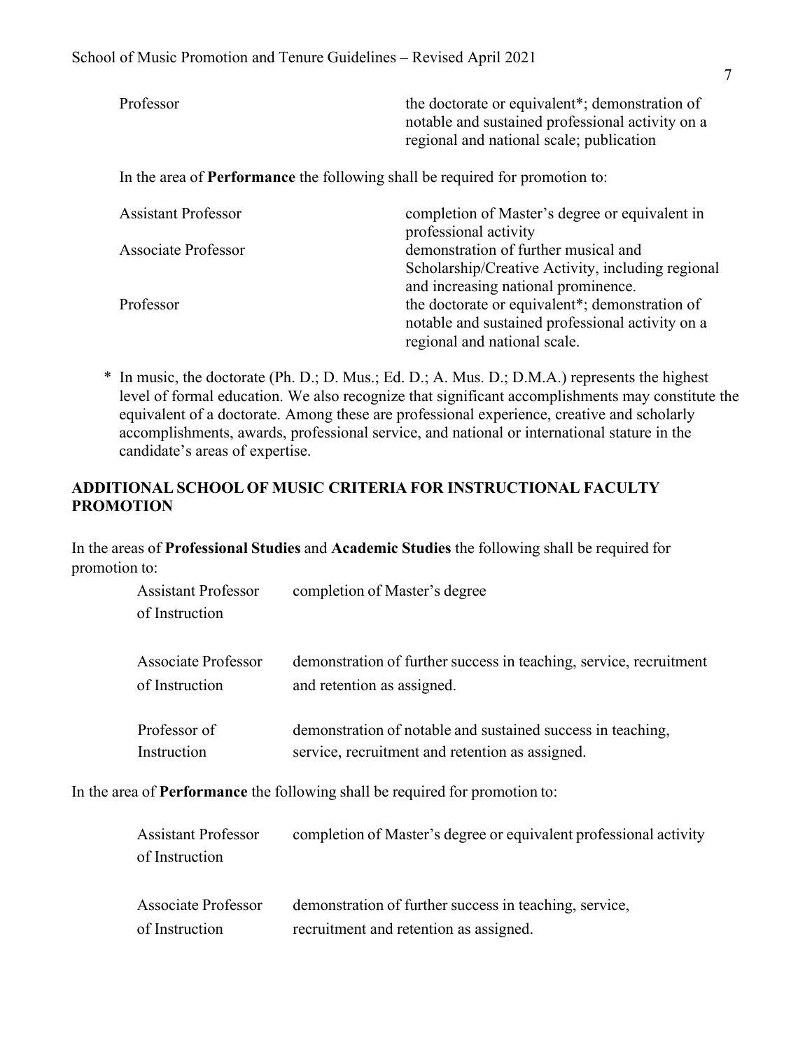| | |
|---|---|
| Professor | the doctorate or equivalent*; demonstration of notable and sustained professional activity on a regional and national scale; publication |

In the area of **Performance** the following shall be required for promotion to:

| | |
|---|---|
| Assistant Professor | completion of Master's degree or equivalent in professional activity |
| Associate Professor | demonstration of further musical and Scholarship/Creative Activity, including regional and increasing national prominence. |
| Professor | the doctorate or equivalent*; demonstration of notable and sustained professional activity on a regional and national scale. |

\* In music, the doctorate (Ph. D.; D. Mus.; Ed. D.; A. Mus. D.; D.M.A.) represents the highest level of formal education. We also recognize that significant accomplishments may constitute the equivalent of a doctorate. Among these are professional experience, creative and scholarly accomplishments, awards, professional service, and national or international stature in the candidate's areas of expertise.

## ADDITIONAL SCHOOL OF MUSIC CRITERIA FOR INSTRUCTIONAL FACULTY PROMOTION

In the areas of **Professional Studies** and **Academic Studies** the following shall be required for promotion to:

| | |
|---|---|
| Assistant Professor of Instruction | completion of Master's degree |
| Associate Professor of Instruction | demonstration of further success in teaching, service, recruitment and retention as assigned. |
| Professor of Instruction | demonstration of notable and sustained success in teaching, service, recruitment and retention as assigned. |

In the area of **Performance** the following shall be required for promotion to:

| | |
|---|---|
| Assistant Professor of Instruction | completion of Master's degree or equivalent professional activity |
| Associate Professor of Instruction | demonstration of further success in teaching, service, recruitment and retention as assigned. |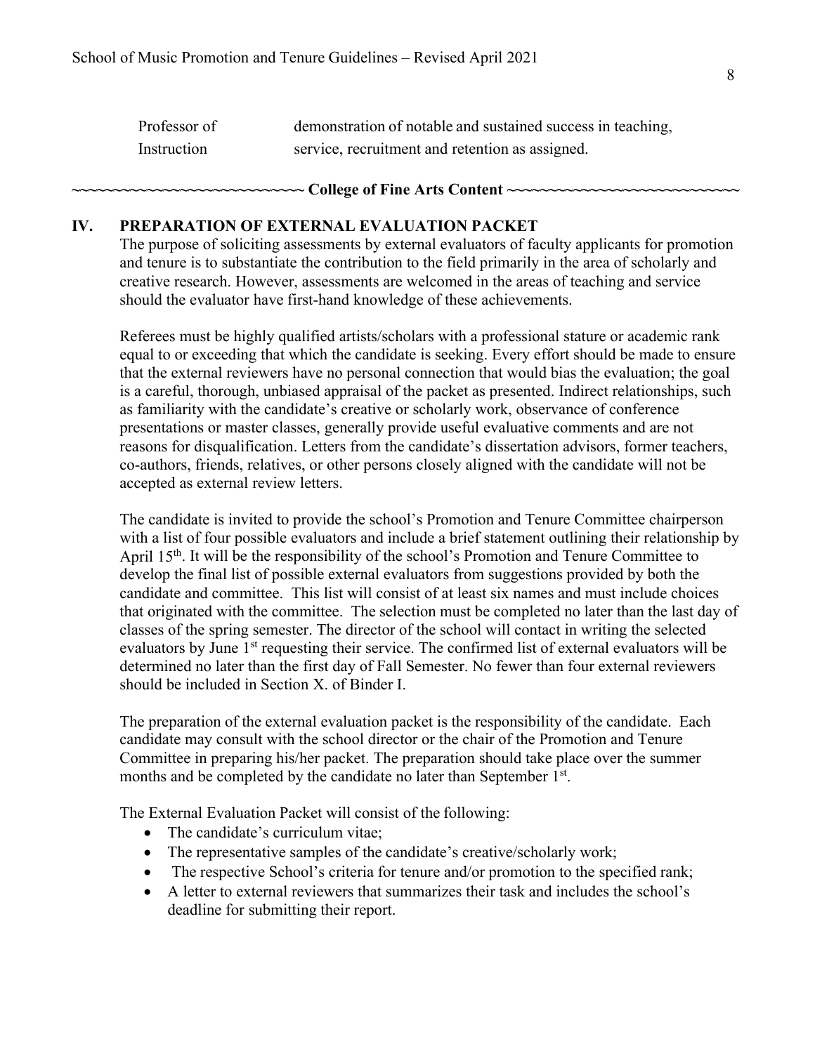| | |
|---|---|
| Professor of Instruction | demonstration of notable and sustained success in teaching, service, recruitment and retention as assigned. |

~~~~~~~~~~~~~~~~~~~~~~~~~~~~~ **College of Fine Arts Content** ~~~~~~~~~~~~~~~~~~~~~~~~~~~~~

## IV. PREPARATION OF EXTERNAL EVALUATION PACKET

The purpose of soliciting assessments by external evaluators of faculty applicants for promotion and tenure is to substantiate the contribution to the field primarily in the area of scholarly and creative research. However, assessments are welcomed in the areas of teaching and service should the evaluator have first-hand knowledge of these achievements.

Referees must be highly qualified artists/scholars with a professional stature or academic rank equal to or exceeding that which the candidate is seeking. Every effort should be made to ensure that the external reviewers have no personal connection that would bias the evaluation; the goal is a careful, thorough, unbiased appraisal of the packet as presented. Indirect relationships, such as familiarity with the candidate's creative or scholarly work, observance of conference presentations or master classes, generally provide useful evaluative comments and are not reasons for disqualification. Letters from the candidate's dissertation advisors, former teachers, co-authors, friends, relatives, or other persons closely aligned with the candidate will not be accepted as external review letters.

The candidate is invited to provide the school's Promotion and Tenure Committee chairperson with a list of four possible evaluators and include a brief statement outlining their relationship by April 15th. It will be the responsibility of the school's Promotion and Tenure Committee to develop the final list of possible external evaluators from suggestions provided by both the candidate and committee. This list will consist of at least six names and must include choices that originated with the committee. The selection must be completed no later than the last day of classes of the spring semester. The director of the school will contact in writing the selected evaluators by June 1st requesting their service. The confirmed list of external evaluators will be determined no later than the first day of Fall Semester. No fewer than four external reviewers should be included in Section X. of Binder I.

The preparation of the external evaluation packet is the responsibility of the candidate. Each candidate may consult with the school director or the chair of the Promotion and Tenure Committee in preparing his/her packet. The preparation should take place over the summer months and be completed by the candidate no later than September 1st.

The External Evaluation Packet will consist of the following:

- The candidate's curriculum vitae;
- The representative samples of the candidate's creative/scholarly work;
- The respective School's criteria for tenure and/or promotion to the specified rank;
- A letter to external reviewers that summarizes their task and includes the school's deadline for submitting their report.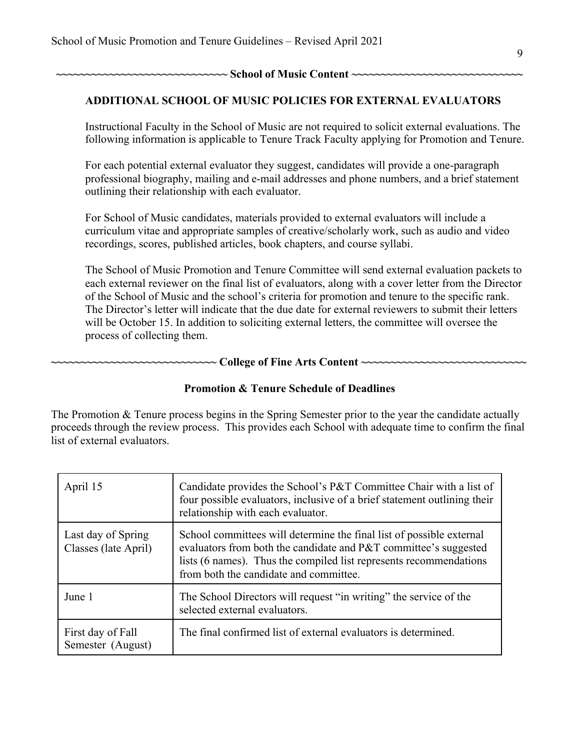~~~~~~~~~~~~~~~~~~~~~~~~~~~~~ **School of Music Content** ~~~~~~~~~~~~~~~~~~~~~~~~~~~~~

## ADDITIONAL SCHOOL OF MUSIC POLICIES FOR EXTERNAL EVALUATORS

Instructional Faculty in the School of Music are not required to solicit external evaluations. The following information is applicable to Tenure Track Faculty applying for Promotion and Tenure.

For each potential external evaluator they suggest, candidates will provide a one-paragraph professional biography, mailing and e-mail addresses and phone numbers, and a brief statement outlining their relationship with each evaluator.

For School of Music candidates, materials provided to external evaluators will include a curriculum vitae and appropriate samples of creative/scholarly work, such as audio and video recordings, scores, published articles, book chapters, and course syllabi.

The School of Music Promotion and Tenure Committee will send external evaluation packets to each external reviewer on the final list of evaluators, along with a cover letter from the Director of the School of Music and the school's criteria for promotion and tenure to the specific rank. The Director's letter will indicate that the due date for external reviewers to submit their letters will be October 15. In addition to soliciting external letters, the committee will oversee the process of collecting them.

~~~~~~~~~~~~~~~~~~~~~~~~~~~ **College of Fine Arts Content** ~~~~~~~~~~~~~~~~~~~~~~~~~~~

### Promotion & Tenure Schedule of Deadlines

The Promotion & Tenure process begins in the Spring Semester prior to the year the candidate actually proceeds through the review process. This provides each School with adequate time to confirm the final list of external evaluators.

| Date | Action |
|---|---|
| April 15 | Candidate provides the School's P&T Committee Chair with a list of four possible evaluators, inclusive of a brief statement outlining their relationship with each evaluator. |
| Last day of Spring Classes (late April) | School committees will determine the final list of possible external evaluators from both the candidate and P&T committee's suggested lists (6 names). Thus the compiled list represents recommendations from both the candidate and committee. |
| June 1 | The School Directors will request "in writing" the service of the selected external evaluators. |
| First day of Fall Semester (August) | The final confirmed list of external evaluators is determined. |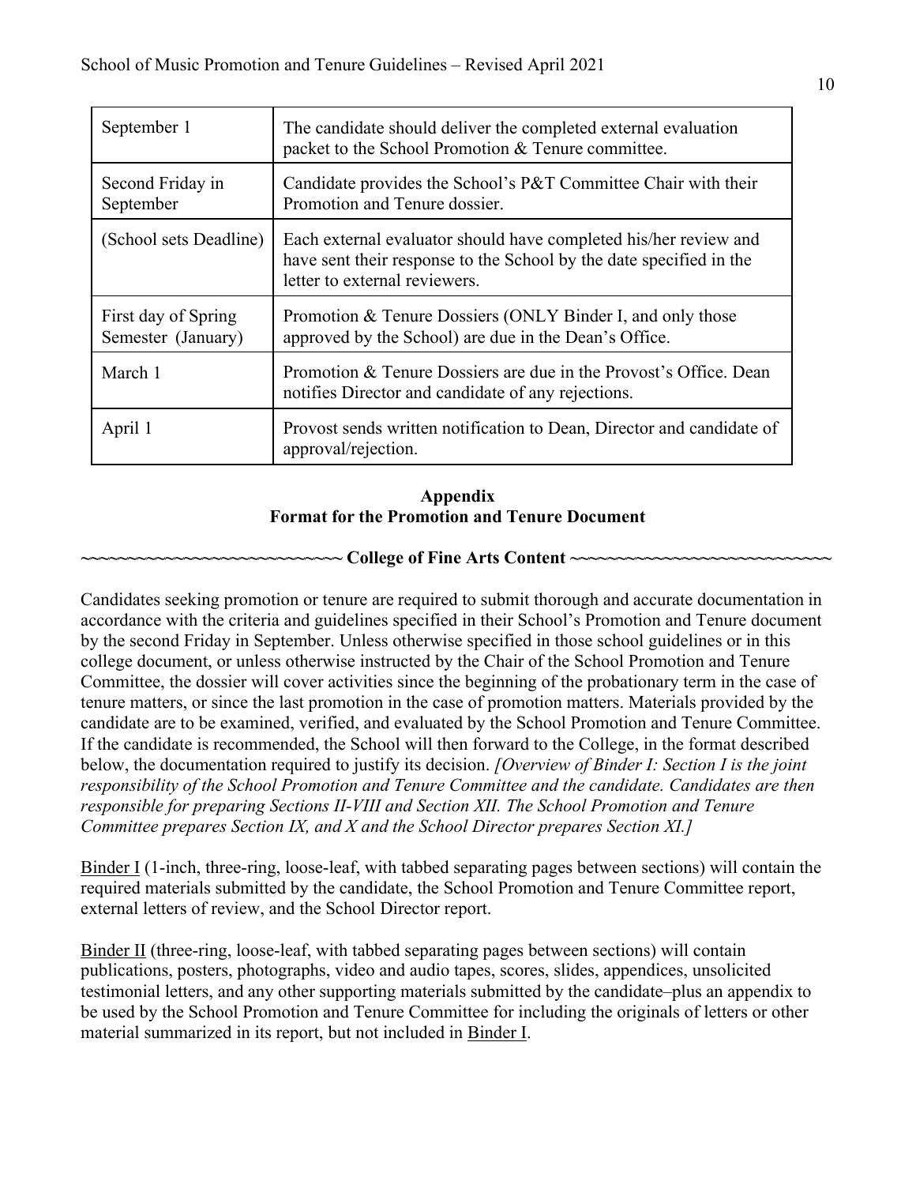| September 1 | The candidate should deliver the completed external evaluation packet to the School Promotion & Tenure committee. |
|---|---|
| Second Friday in September | Candidate provides the School's P&T Committee Chair with their Promotion and Tenure dossier. |
| (School sets Deadline) | Each external evaluator should have completed his/her review and have sent their response to the School by the date specified in the letter to external reviewers. |
| First day of Spring Semester (January) | Promotion & Tenure Dossiers (ONLY Binder I, and only those approved by the School) are due in the Dean's Office. |
| March 1 | Promotion & Tenure Dossiers are due in the Provost's Office. Dean notifies Director and candidate of any rejections. |
| April 1 | Provost sends written notification to Dean, Director and candidate of approval/rejection. |

## Appendix
## Format for the Promotion and Tenure Document

**~~~~~~~~~~~~~~~~~~~~~~~~~~~ College of Fine Arts Content ~~~~~~~~~~~~~~~~~~~~~~~~~~~**

Candidates seeking promotion or tenure are required to submit thorough and accurate documentation in accordance with the criteria and guidelines specified in their School's Promotion and Tenure document by the second Friday in September. Unless otherwise specified in those school guidelines or in this college document, or unless otherwise instructed by the Chair of the School Promotion and Tenure Committee, the dossier will cover activities since the beginning of the probationary term in the case of tenure matters, or since the last promotion in the case of promotion matters. Materials provided by the candidate are to be examined, verified, and evaluated by the School Promotion and Tenure Committee. If the candidate is recommended, the School will then forward to the College, in the format described below, the documentation required to justify its decision. *[Overview of Binder I: Section I is the joint responsibility of the School Promotion and Tenure Committee and the candidate. Candidates are then responsible for preparing Sections II-VIII and Section XII. The School Promotion and Tenure Committee prepares Section IX, and X and the School Director prepares Section XI.]*

Binder I (1-inch, three-ring, loose-leaf, with tabbed separating pages between sections) will contain the required materials submitted by the candidate, the School Promotion and Tenure Committee report, external letters of review, and the School Director report.

Binder II (three-ring, loose-leaf, with tabbed separating pages between sections) will contain publications, posters, photographs, video and audio tapes, scores, slides, appendices, unsolicited testimonial letters, and any other supporting materials submitted by the candidate–plus an appendix to be used by the School Promotion and Tenure Committee for including the originals of letters or other material summarized in its report, but not included in Binder I.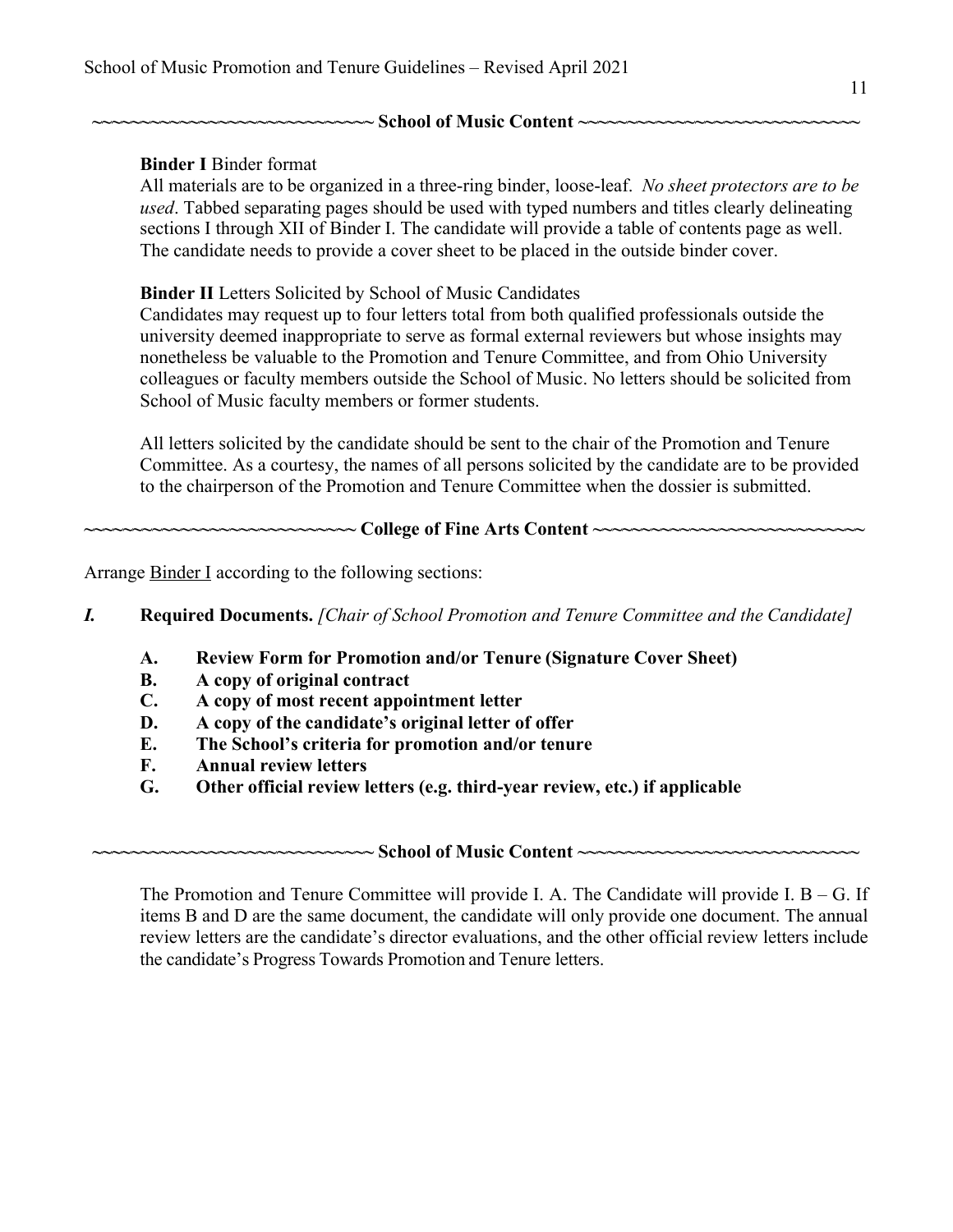~~~~~~~~~~~~~~~~~~~~~~~~~~~~ **School of Music Content** ~~~~~~~~~~~~~~~~~~~~~~~~~~~~

**Binder I** Binder format

All materials are to be organized in a three-ring binder, loose-leaf. *No sheet protectors are to be used*. Tabbed separating pages should be used with typed numbers and titles clearly delineating sections I through XII of Binder I. The candidate will provide a table of contents page as well. The candidate needs to provide a cover sheet to be placed in the outside binder cover.

**Binder II** Letters Solicited by School of Music Candidates

Candidates may request up to four letters total from both qualified professionals outside the university deemed inappropriate to serve as formal external reviewers but whose insights may nonetheless be valuable to the Promotion and Tenure Committee, and from Ohio University colleagues or faculty members outside the School of Music. No letters should be solicited from School of Music faculty members or former students.

All letters solicited by the candidate should be sent to the chair of the Promotion and Tenure Committee. As a courtesy, the names of all persons solicited by the candidate are to be provided to the chairperson of the Promotion and Tenure Committee when the dossier is submitted.

~~~~~~~~~~~~~~~~~~~~~~~~~~~~ **College of Fine Arts Content** ~~~~~~~~~~~~~~~~~~~~~~~~~~~~

Arrange Binder I according to the following sections:

***I.*** **Required Documents.** *[Chair of School Promotion and Tenure Committee and the Candidate]*

- **A. Review Form for Promotion and/or Tenure (Signature Cover Sheet)**
- **B. A copy of original contract**
- **C. A copy of most recent appointment letter**
- **D. A copy of the candidate's original letter of offer**
- **E. The School's criteria for promotion and/or tenure**
- **F. Annual review letters**
- **G. Other official review letters (e.g. third-year review, etc.) if applicable**

~~~~~~~~~~~~~~~~~~~~~~~~~~~~ **School of Music Content** ~~~~~~~~~~~~~~~~~~~~~~~~~~~~

The Promotion and Tenure Committee will provide I. A. The Candidate will provide I. B – G. If items B and D are the same document, the candidate will only provide one document. The annual review letters are the candidate's director evaluations, and the other official review letters include the candidate's Progress Towards Promotion and Tenure letters.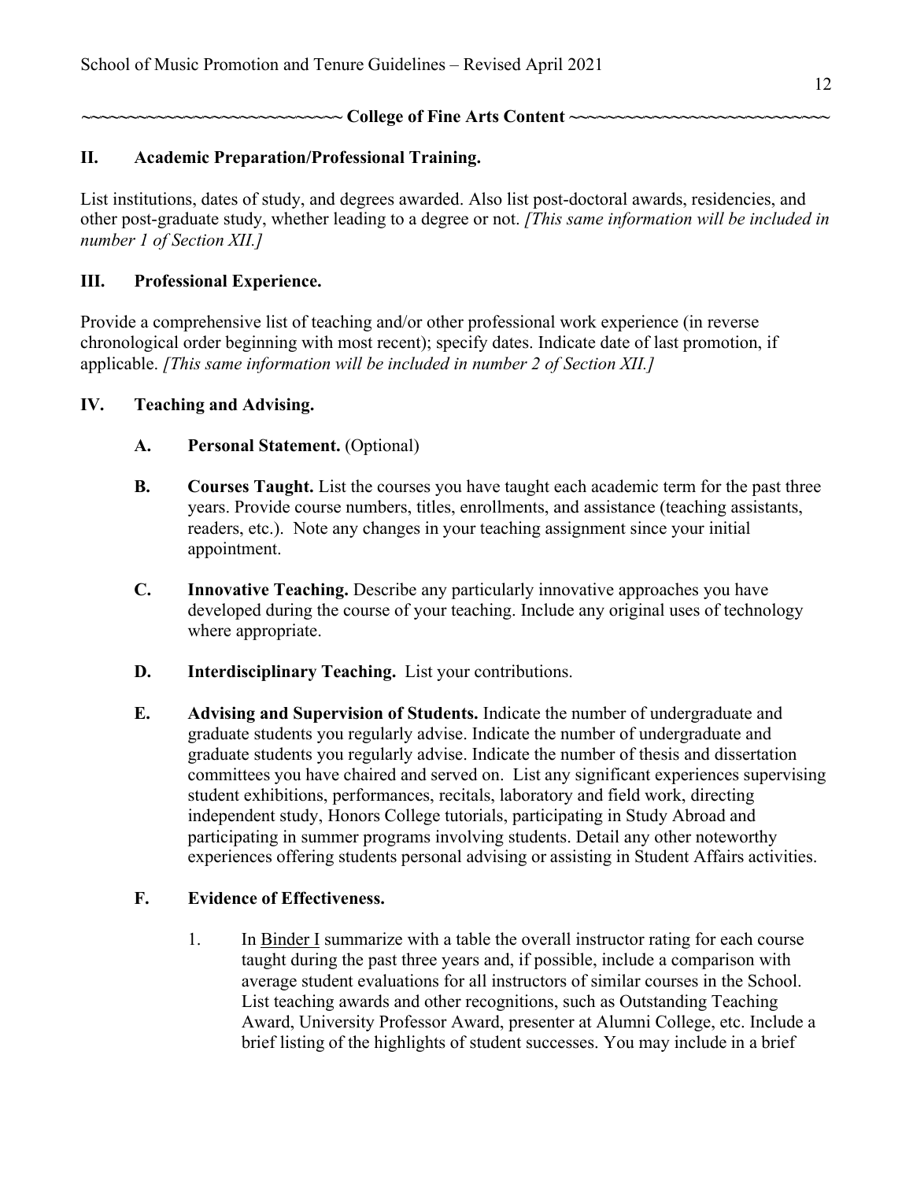~~~~~~~~~~~~~~~~~~~~~~~~~~~~ **College of Fine Arts Content** ~~~~~~~~~~~~~~~~~~~~~~~~~~~~

## II. Academic Preparation/Professional Training.

List institutions, dates of study, and degrees awarded. Also list post-doctoral awards, residencies, and other post-graduate study, whether leading to a degree or not. *[This same information will be included in number 1 of Section XII.]*

## III. Professional Experience.

Provide a comprehensive list of teaching and/or other professional work experience (in reverse chronological order beginning with most recent); specify dates. Indicate date of last promotion, if applicable. *[This same information will be included in number 2 of Section XII.]*

## IV. Teaching and Advising.

**A. Personal Statement.** (Optional)

**B. Courses Taught.** List the courses you have taught each academic term for the past three years. Provide course numbers, titles, enrollments, and assistance (teaching assistants, readers, etc.). Note any changes in your teaching assignment since your initial appointment.

**C. Innovative Teaching.** Describe any particularly innovative approaches you have developed during the course of your teaching. Include any original uses of technology where appropriate.

**D. Interdisciplinary Teaching.** List your contributions.

**E. Advising and Supervision of Students.** Indicate the number of undergraduate and graduate students you regularly advise. Indicate the number of undergraduate and graduate students you regularly advise. Indicate the number of thesis and dissertation committees you have chaired and served on. List any significant experiences supervising student exhibitions, performances, recitals, laboratory and field work, directing independent study, Honors College tutorials, participating in Study Abroad and participating in summer programs involving students. Detail any other noteworthy experiences offering students personal advising or assisting in Student Affairs activities.

### F. Evidence of Effectiveness.

1. In <u>Binder I</u> summarize with a table the overall instructor rating for each course taught during the past three years and, if possible, include a comparison with average student evaluations for all instructors of similar courses in the School. List teaching awards and other recognitions, such as Outstanding Teaching Award, University Professor Award, presenter at Alumni College, etc. Include a brief listing of the highlights of student successes. You may include in a brief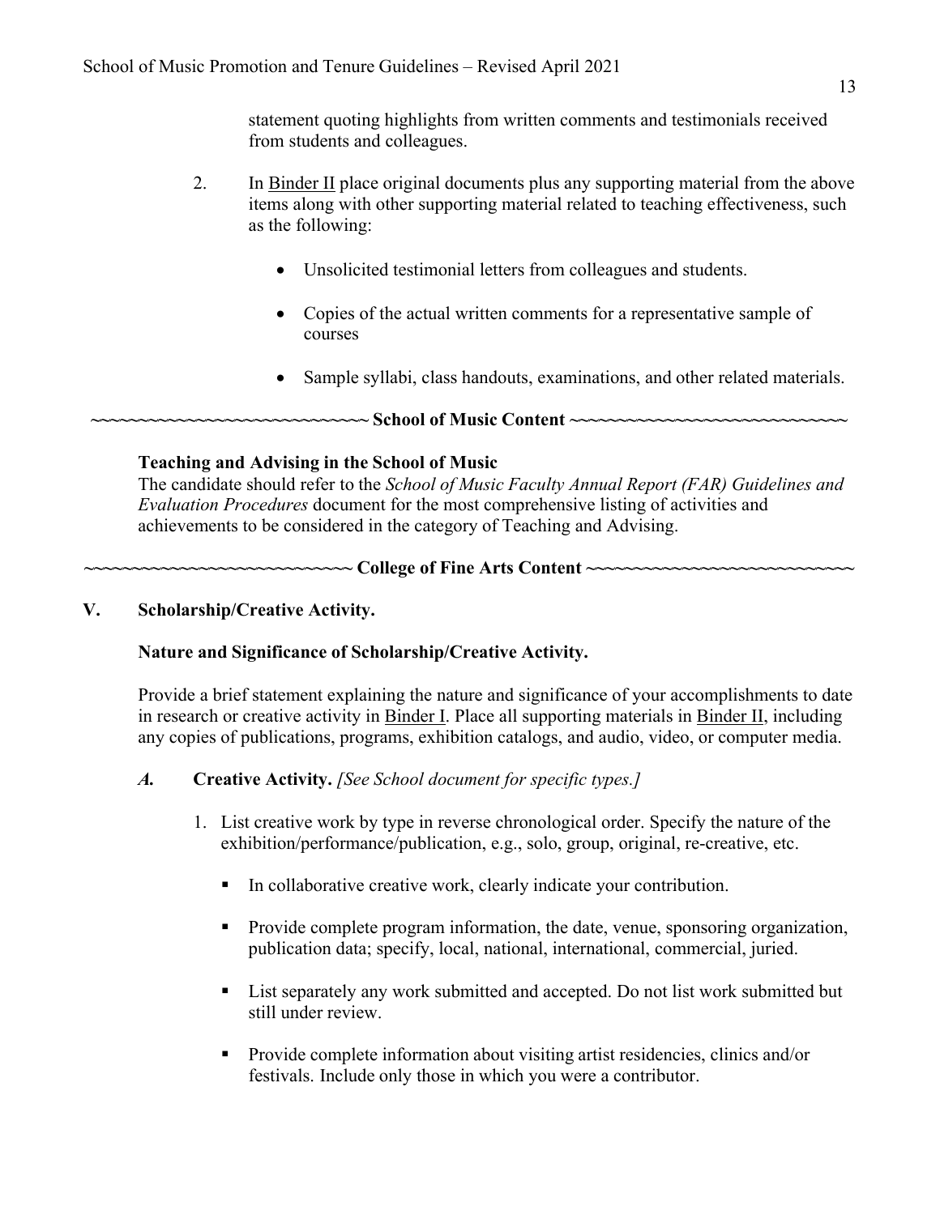statement quoting highlights from written comments and testimonials received from students and colleagues.

2. In Binder II place original documents plus any supporting material from the above items along with other supporting material related to teaching effectiveness, such as the following:

   - Unsolicited testimonial letters from colleagues and students.
   - Copies of the actual written comments for a representative sample of courses
   - Sample syllabi, class handouts, examinations, and other related materials.

**~~~~~~~~~~~~~~~~~~~~~~~~~~~~~ School of Music Content ~~~~~~~~~~~~~~~~~~~~~~~~~~~~~**

**Teaching and Advising in the School of Music**

The candidate should refer to the *School of Music Faculty Annual Report (FAR) Guidelines and Evaluation Procedures* document for the most comprehensive listing of activities and achievements to be considered in the category of Teaching and Advising.

**~~~~~~~~~~~~~~~~~~~~~~~~~~~ College of Fine Arts Content ~~~~~~~~~~~~~~~~~~~~~~~~~~~**

## V. Scholarship/Creative Activity.

**Nature and Significance of Scholarship/Creative Activity.**

Provide a brief statement explaining the nature and significance of your accomplishments to date in research or creative activity in Binder I. Place all supporting materials in Binder II, including any copies of publications, programs, exhibition catalogs, and audio, video, or computer media.

***A.*** **Creative Activity.** *[See School document for specific types.]*

1. List creative work by type in reverse chronological order. Specify the nature of the exhibition/performance/publication, e.g., solo, group, original, re-creative, etc.

   - In collaborative creative work, clearly indicate your contribution.
   - Provide complete program information, the date, venue, sponsoring organization, publication data; specify, local, national, international, commercial, juried.
   - List separately any work submitted and accepted. Do not list work submitted but still under review.
   - Provide complete information about visiting artist residencies, clinics and/or festivals. Include only those in which you were a contributor.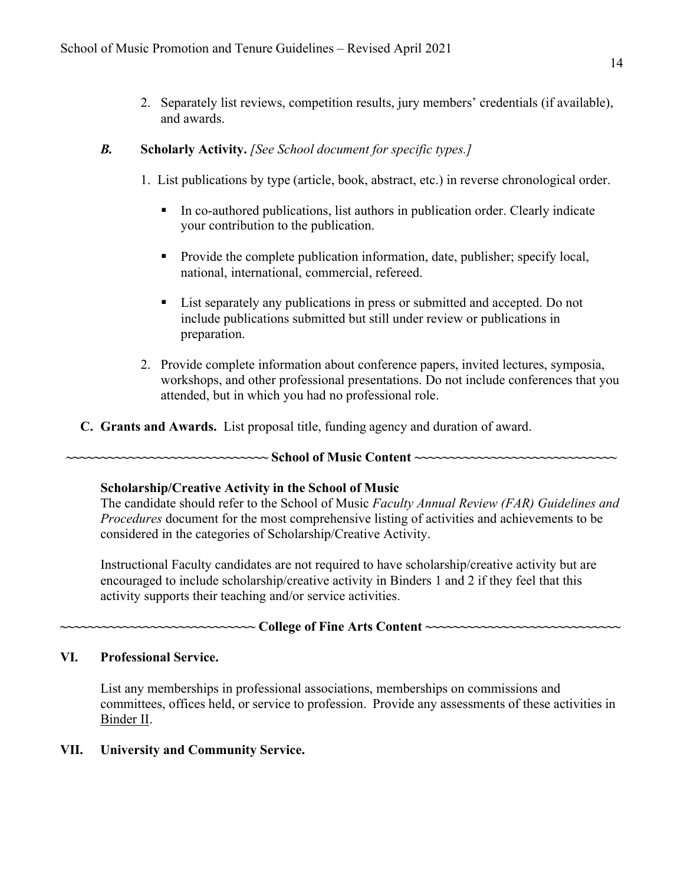2. Separately list reviews, competition results, jury members' credentials (if available), and awards.

***B.*** **Scholarly Activity.** *[See School document for specific types.]*

1. List publications by type (article, book, abstract, etc.) in reverse chronological order.

   - In co-authored publications, list authors in publication order. Clearly indicate your contribution to the publication.
   - Provide the complete publication information, date, publisher; specify local, national, international, commercial, refereed.
   - List separately any publications in press or submitted and accepted. Do not include publications submitted but still under review or publications in preparation.

2. Provide complete information about conference papers, invited lectures, symposia, workshops, and other professional presentations. Do not include conferences that you attended, but in which you had no professional role.

**C. Grants and Awards.** List proposal title, funding agency and duration of award.

**~~~~~~~~~~~~~~~~~~~~~~~~~~~~ School of Music Content ~~~~~~~~~~~~~~~~~~~~~~~~~~~~**

**Scholarship/Creative Activity in the School of Music**

The candidate should refer to the School of Music *Faculty Annual Review (FAR) Guidelines and Procedures* document for the most comprehensive listing of activities and achievements to be considered in the categories of Scholarship/Creative Activity.

Instructional Faculty candidates are not required to have scholarship/creative activity but are encouraged to include scholarship/creative activity in Binders 1 and 2 if they feel that this activity supports their teaching and/or service activities.

**~~~~~~~~~~~~~~~~~~~~~~~~~~~~ College of Fine Arts Content ~~~~~~~~~~~~~~~~~~~~~~~~~~~~**

**VI. Professional Service.**

List any memberships in professional associations, memberships on commissions and committees, offices held, or service to profession. Provide any assessments of these activities in Binder II.

**VII. University and Community Service.**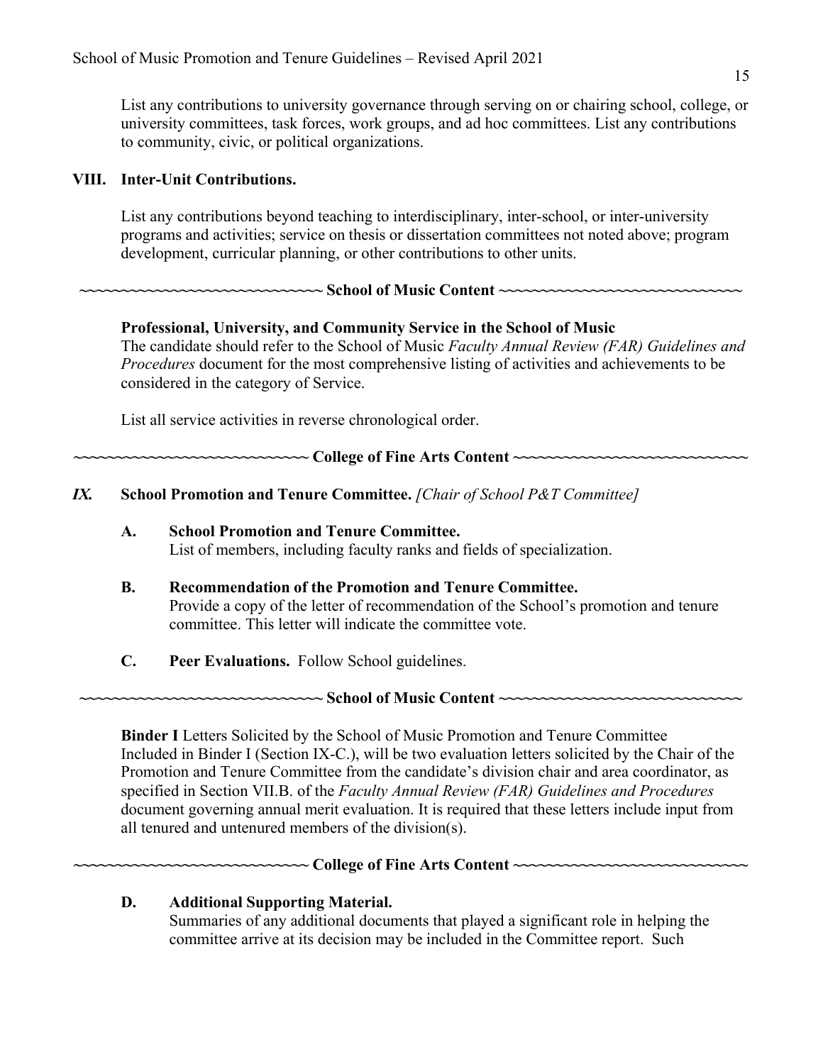List any contributions to university governance through serving on or chairing school, college, or university committees, task forces, work groups, and ad hoc committees. List any contributions to community, civic, or political organizations.

## VIII. Inter-Unit Contributions.

List any contributions beyond teaching to interdisciplinary, inter-school, or inter-university programs and activities; service on thesis or dissertation committees not noted above; program development, curricular planning, or other contributions to other units.

**~~~~~~~~~~~~~~~~~~~~~~~~~~~~ School of Music Content ~~~~~~~~~~~~~~~~~~~~~~~~~~~~**

**Professional, University, and Community Service in the School of Music**

The candidate should refer to the School of Music *Faculty Annual Review (FAR) Guidelines and Procedures* document for the most comprehensive listing of activities and achievements to be considered in the category of Service.

List all service activities in reverse chronological order.

**~~~~~~~~~~~~~~~~~~~~~~~~~~~ College of Fine Arts Content ~~~~~~~~~~~~~~~~~~~~~~~~~~~**

## *IX.* School Promotion and Tenure Committee. *[Chair of School P&T Committee]*

**A. School Promotion and Tenure Committee.**
List of members, including faculty ranks and fields of specialization.

**B. Recommendation of the Promotion and Tenure Committee.**
Provide a copy of the letter of recommendation of the School's promotion and tenure committee. This letter will indicate the committee vote.

**C. Peer Evaluations.** Follow School guidelines.

**~~~~~~~~~~~~~~~~~~~~~~~~~~~~ School of Music Content ~~~~~~~~~~~~~~~~~~~~~~~~~~~~**

**Binder I** Letters Solicited by the School of Music Promotion and Tenure Committee
Included in Binder I (Section IX-C.), will be two evaluation letters solicited by the Chair of the Promotion and Tenure Committee from the candidate's division chair and area coordinator, as specified in Section VII.B. of the *Faculty Annual Review (FAR) Guidelines and Procedures* document governing annual merit evaluation. It is required that these letters include input from all tenured and untenured members of the division(s).

**~~~~~~~~~~~~~~~~~~~~~~~~~~~ College of Fine Arts Content ~~~~~~~~~~~~~~~~~~~~~~~~~~~**

**D. Additional Supporting Material.**
Summaries of any additional documents that played a significant role in helping the committee arrive at its decision may be included in the Committee report. Such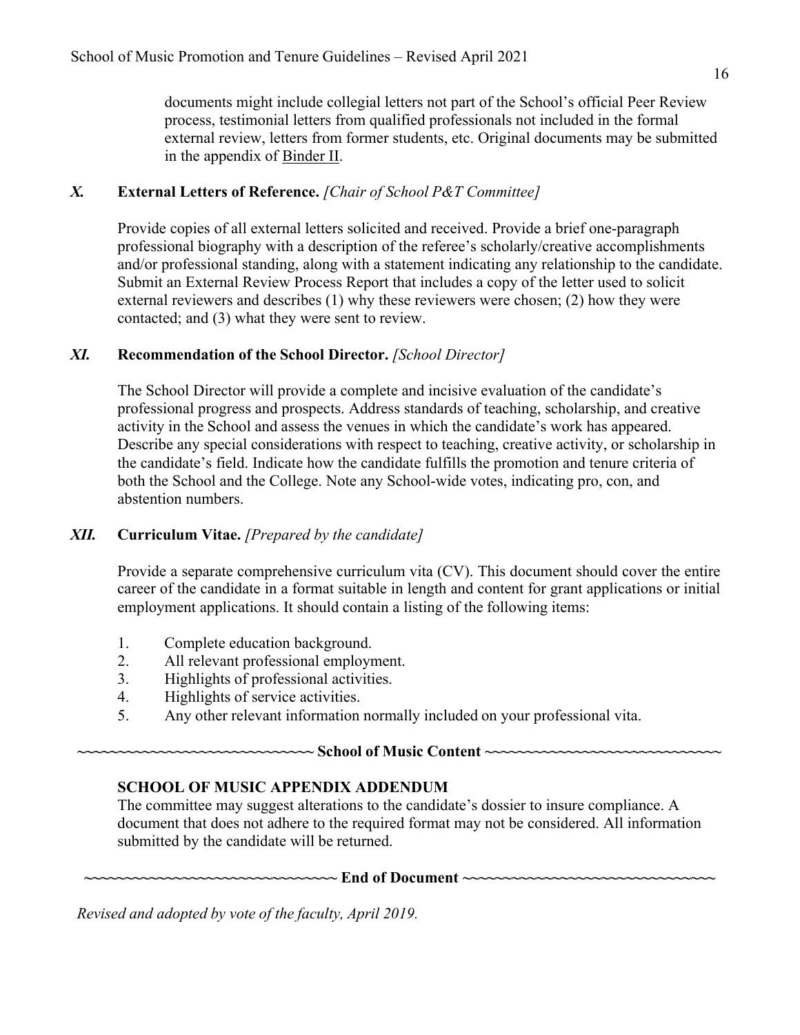documents might include collegial letters not part of the School's official Peer Review process, testimonial letters from qualified professionals not included in the formal external review, letters from former students, etc. Original documents may be submitted in the appendix of Binder II.

### *X.* External Letters of Reference. *[Chair of School P&T Committee]*

Provide copies of all external letters solicited and received. Provide a brief one-paragraph professional biography with a description of the referee's scholarly/creative accomplishments and/or professional standing, along with a statement indicating any relationship to the candidate. Submit an External Review Process Report that includes a copy of the letter used to solicit external reviewers and describes (1) why these reviewers were chosen; (2) how they were contacted; and (3) what they were sent to review.

### *XI.* Recommendation of the School Director. *[School Director]*

The School Director will provide a complete and incisive evaluation of the candidate's professional progress and prospects. Address standards of teaching, scholarship, and creative activity in the School and assess the venues in which the candidate's work has appeared. Describe any special considerations with respect to teaching, creative activity, or scholarship in the candidate's field. Indicate how the candidate fulfills the promotion and tenure criteria of both the School and the College. Note any School-wide votes, indicating pro, con, and abstention numbers.

### *XII.* Curriculum Vitae. *[Prepared by the candidate]*

Provide a separate comprehensive curriculum vita (CV). This document should cover the entire career of the candidate in a format suitable in length and content for grant applications or initial employment applications. It should contain a listing of the following items:

1. Complete education background.
2. All relevant professional employment.
3. Highlights of professional activities.
4. Highlights of service activities.
5. Any other relevant information normally included on your professional vita.

**~~~~~~~~~~~~~~~~~~~~~~~~~~~~ School of Music Content ~~~~~~~~~~~~~~~~~~~~~~~~~~~~**

**SCHOOL OF MUSIC APPENDIX ADDENDUM**

The committee may suggest alterations to the candidate's dossier to insure compliance. A document that does not adhere to the required format may not be considered. All information submitted by the candidate will be returned.

**~~~~~~~~~~~~~~~~~~~~~~~~~~~~ End of Document ~~~~~~~~~~~~~~~~~~~~~~~~~~~~**

*Revised and adopted by vote of the faculty, April 2019.*